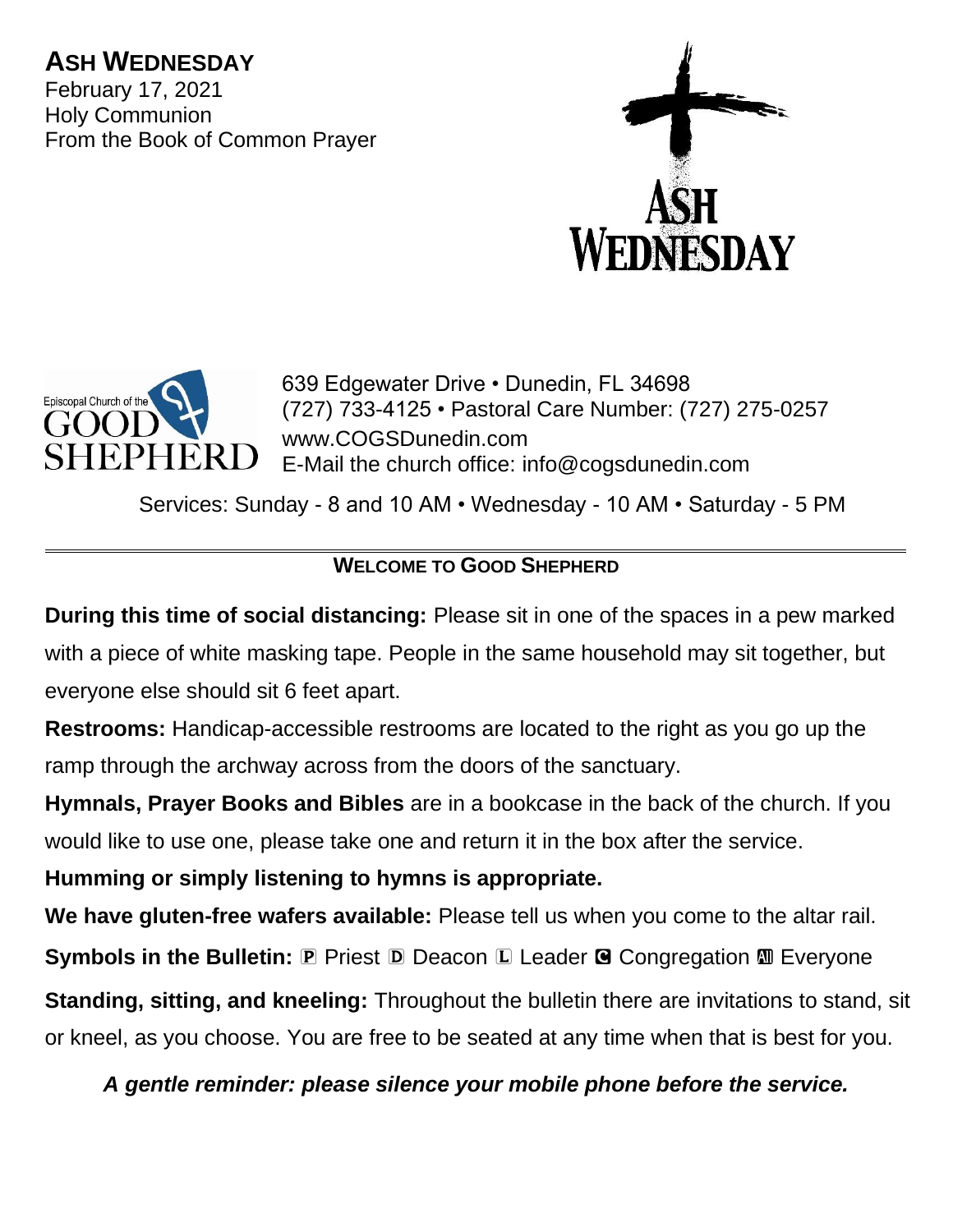# ASH WEDNESDAY

February 17, 2021
Holy Communion
From the Book of Common Prayer

Episcopal Church of the GOOD SHEPHERD

639 Edgewater Drive • Dunedin, FL 34698
(727) 733-4125 • Pastoral Care Number: (727) 275-0257
www.COGSDunedin.com
E-Mail the church office: info@cogsdunedin.com

Services: Sunday - 8 and 10 AM • Wednesday - 10 AM • Saturday - 5 PM

---

## WELCOME TO GOOD SHEPHERD

**During this time of social distancing:** Please sit in one of the spaces in a pew marked with a piece of white masking tape. People in the same household may sit together, but everyone else should sit 6 feet apart.

**Restrooms:** Handicap-accessible restrooms are located to the right as you go up the ramp through the archway across from the doors of the sanctuary.

**Hymnals, Prayer Books and Bibles** are in a bookcase in the back of the church. If you would like to use one, please take one and return it in the box after the service.

**Humming or simply listening to hymns is appropriate.**

**We have gluten-free wafers available:** Please tell us when you come to the altar rail.

**Symbols in the Bulletin:** 🅿 Priest 🄳 Deacon 🄻 Leader 🅲 Congregation 🅰 Everyone

**Standing, sitting, and kneeling:** Throughout the bulletin there are invitations to stand, sit or kneel, as you choose. You are free to be seated at any time when that is best for you.

***A gentle reminder: please silence your mobile phone before the service.***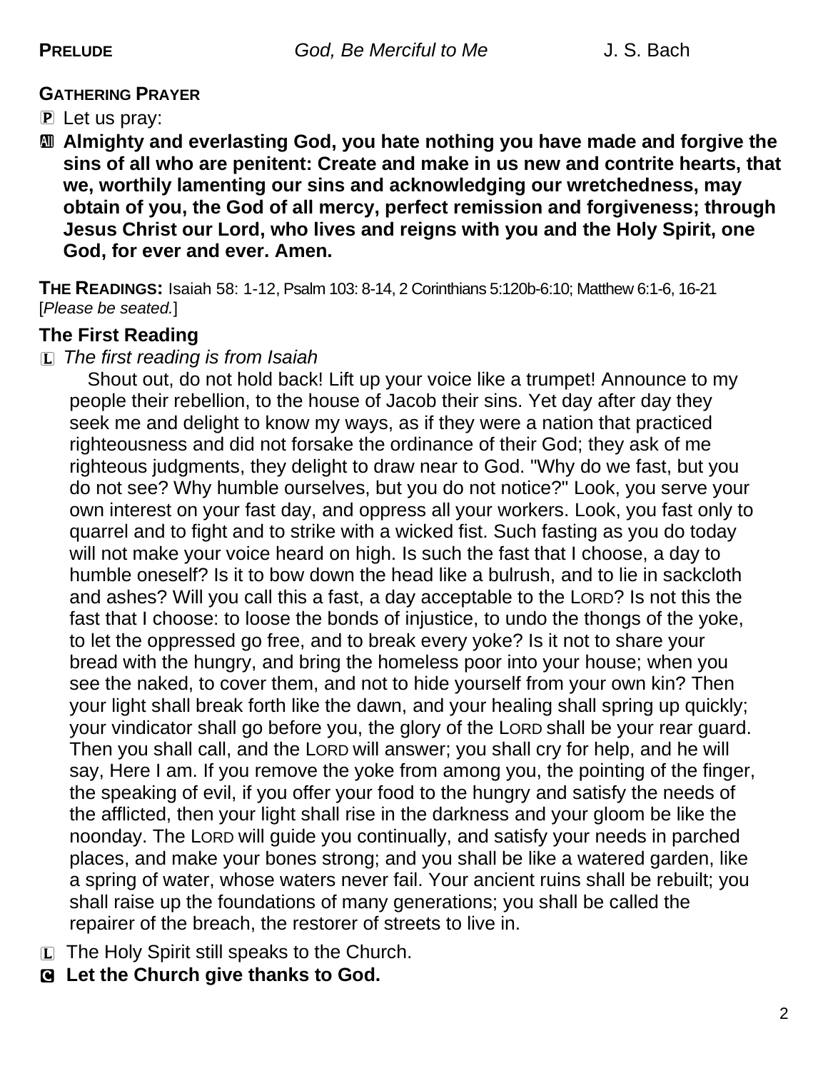**PRELUDE** *God, Be Merciful to Me* J. S. Bach

**GATHERING PRAYER**

P Let us pray:

**All Almighty and everlasting God, you hate nothing you have made and forgive the sins of all who are penitent: Create and make in us new and contrite hearts, that we, worthily lamenting our sins and acknowledging our wretchedness, may obtain of you, the God of all mercy, perfect remission and forgiveness; through Jesus Christ our Lord, who lives and reigns with you and the Holy Spirit, one God, for ever and ever. Amen.**

**THE READINGS:** Isaiah 58: 1-12, Psalm 103: 8-14, 2 Corinthians 5:120b-6:10; Matthew 6:1-6, 16-21 [*Please be seated.*]

## The First Reading

L *The first reading is from Isaiah*

Shout out, do not hold back! Lift up your voice like a trumpet! Announce to my people their rebellion, to the house of Jacob their sins. Yet day after day they seek me and delight to know my ways, as if they were a nation that practiced righteousness and did not forsake the ordinance of their God; they ask of me righteous judgments, they delight to draw near to God. "Why do we fast, but you do not see? Why humble ourselves, but you do not notice?" Look, you serve your own interest on your fast day, and oppress all your workers. Look, you fast only to quarrel and to fight and to strike with a wicked fist. Such fasting as you do today will not make your voice heard on high. Is such the fast that I choose, a day to humble oneself? Is it to bow down the head like a bulrush, and to lie in sackcloth and ashes? Will you call this a fast, a day acceptable to the LORD? Is not this the fast that I choose: to loose the bonds of injustice, to undo the thongs of the yoke, to let the oppressed go free, and to break every yoke? Is it not to share your bread with the hungry, and bring the homeless poor into your house; when you see the naked, to cover them, and not to hide yourself from your own kin? Then your light shall break forth like the dawn, and your healing shall spring up quickly; your vindicator shall go before you, the glory of the LORD shall be your rear guard. Then you shall call, and the LORD will answer; you shall cry for help, and he will say, Here I am. If you remove the yoke from among you, the pointing of the finger, the speaking of evil, if you offer your food to the hungry and satisfy the needs of the afflicted, then your light shall rise in the darkness and your gloom be like the noonday. The LORD will guide you continually, and satisfy your needs in parched places, and make your bones strong; and you shall be like a watered garden, like a spring of water, whose waters never fail. Your ancient ruins shall be rebuilt; you shall raise up the foundations of many generations; you shall be called the repairer of the breach, the restorer of streets to live in.

L The Holy Spirit still speaks to the Church.

**C Let the Church give thanks to God.**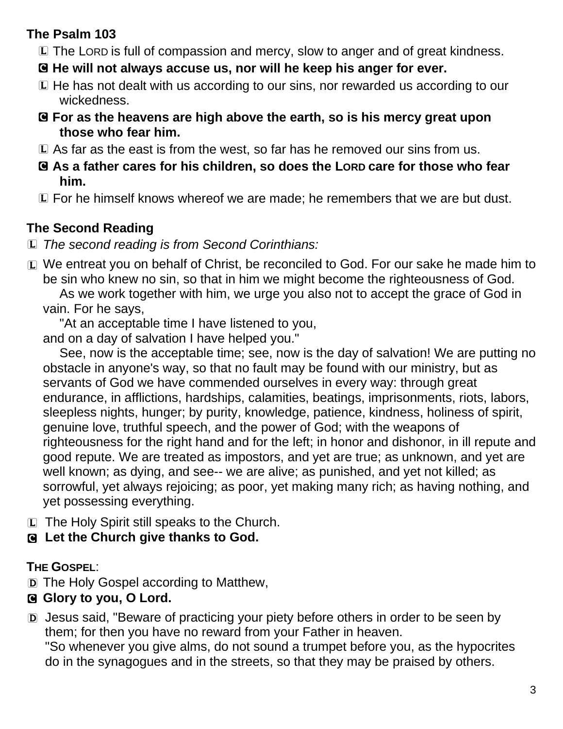**The Psalm 103**

Ⓛ The LORD is full of compassion and mercy, slow to anger and of great kindness.

**Ⓒ He will not always accuse us, nor will he keep his anger for ever.**

Ⓛ He has not dealt with us according to our sins, nor rewarded us according to our wickedness.

**Ⓒ For as the heavens are high above the earth, so is his mercy great upon those who fear him.**

Ⓛ As far as the east is from the west, so far has he removed our sins from us.

**Ⓒ As a father cares for his children, so does the LORD care for those who fear him.**

Ⓛ For he himself knows whereof we are made; he remembers that we are but dust.

**The Second Reading**

Ⓛ *The second reading is from Second Corinthians:*

Ⓛ We entreat you on behalf of Christ, be reconciled to God. For our sake he made him to be sin who knew no sin, so that in him we might become the righteousness of God.

As we work together with him, we urge you also not to accept the grace of God in vain. For he says,

"At an acceptable time I have listened to you,
and on a day of salvation I have helped you."

See, now is the acceptable time; see, now is the day of salvation! We are putting no obstacle in anyone's way, so that no fault may be found with our ministry, but as servants of God we have commended ourselves in every way: through great endurance, in afflictions, hardships, calamities, beatings, imprisonments, riots, labors, sleepless nights, hunger; by purity, knowledge, patience, kindness, holiness of spirit, genuine love, truthful speech, and the power of God; with the weapons of righteousness for the right hand and for the left; in honor and dishonor, in ill repute and good repute. We are treated as impostors, and yet are true; as unknown, and yet are well known; as dying, and see-- we are alive; as punished, and yet not killed; as sorrowful, yet always rejoicing; as poor, yet making many rich; as having nothing, and yet possessing everything.

Ⓛ The Holy Spirit still speaks to the Church.

**Ⓒ Let the Church give thanks to God.**

**THE GOSPEL**:

Ⓓ The Holy Gospel according to Matthew,

**Ⓒ Glory to you, O Lord.**

Ⓓ Jesus said, "Beware of practicing your piety before others in order to be seen by them; for then you have no reward from your Father in heaven.
"So whenever you give alms, do not sound a trumpet before you, as the hypocrites do in the synagogues and in the streets, so that they may be praised by others.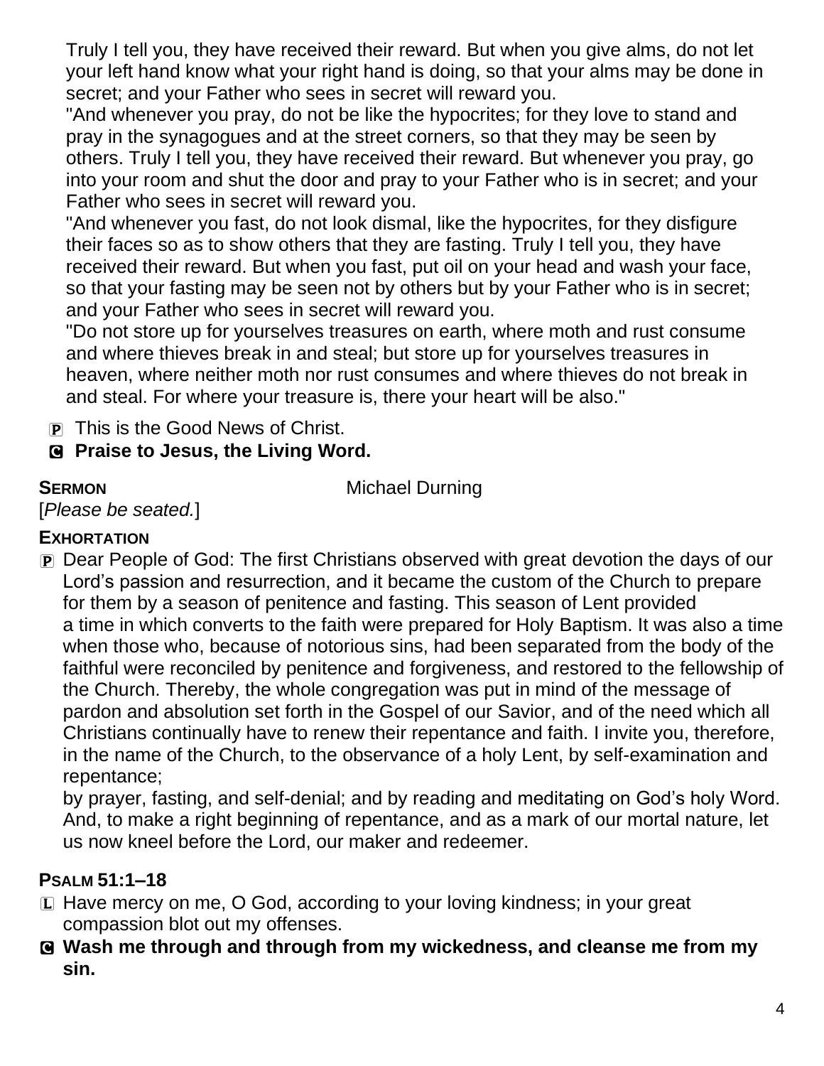Truly I tell you, they have received their reward. But when you give alms, do not let your left hand know what your right hand is doing, so that your alms may be done in secret; and your Father who sees in secret will reward you.
"And whenever you pray, do not be like the hypocrites; for they love to stand and pray in the synagogues and at the street corners, so that they may be seen by others. Truly I tell you, they have received their reward. But whenever you pray, go into your room and shut the door and pray to your Father who is in secret; and your Father who sees in secret will reward you.
"And whenever you fast, do not look dismal, like the hypocrites, for they disfigure their faces so as to show others that they are fasting. Truly I tell you, they have received their reward. But when you fast, put oil on your head and wash your face, so that your fasting may be seen not by others but by your Father who is in secret; and your Father who sees in secret will reward you.
"Do not store up for yourselves treasures on earth, where moth and rust consume and where thieves break in and steal; but store up for yourselves treasures in heaven, where neither moth nor rust consumes and where thieves do not break in and steal. For where your treasure is, there your heart will be also."

P This is the Good News of Christ.

C **Praise to Jesus, the Living Word.**

**SERMON** Michael Durning

[*Please be seated.*]

**EXHORTATION**

P Dear People of God: The first Christians observed with great devotion the days of our Lord's passion and resurrection, and it became the custom of the Church to prepare for them by a season of penitence and fasting. This season of Lent provided a time in which converts to the faith were prepared for Holy Baptism. It was also a time when those who, because of notorious sins, had been separated from the body of the faithful were reconciled by penitence and forgiveness, and restored to the fellowship of the Church. Thereby, the whole congregation was put in mind of the message of pardon and absolution set forth in the Gospel of our Savior, and of the need which all Christians continually have to renew their repentance and faith. I invite you, therefore, in the name of the Church, to the observance of a holy Lent, by self-examination and repentance;
by prayer, fasting, and self-denial; and by reading and meditating on God's holy Word. And, to make a right beginning of repentance, and as a mark of our mortal nature, let us now kneel before the Lord, our maker and redeemer.

**PSALM 51:1–18**

L Have mercy on me, O God, according to your loving kindness; in your great compassion blot out my offenses.

C **Wash me through and through from my wickedness, and cleanse me from my sin.**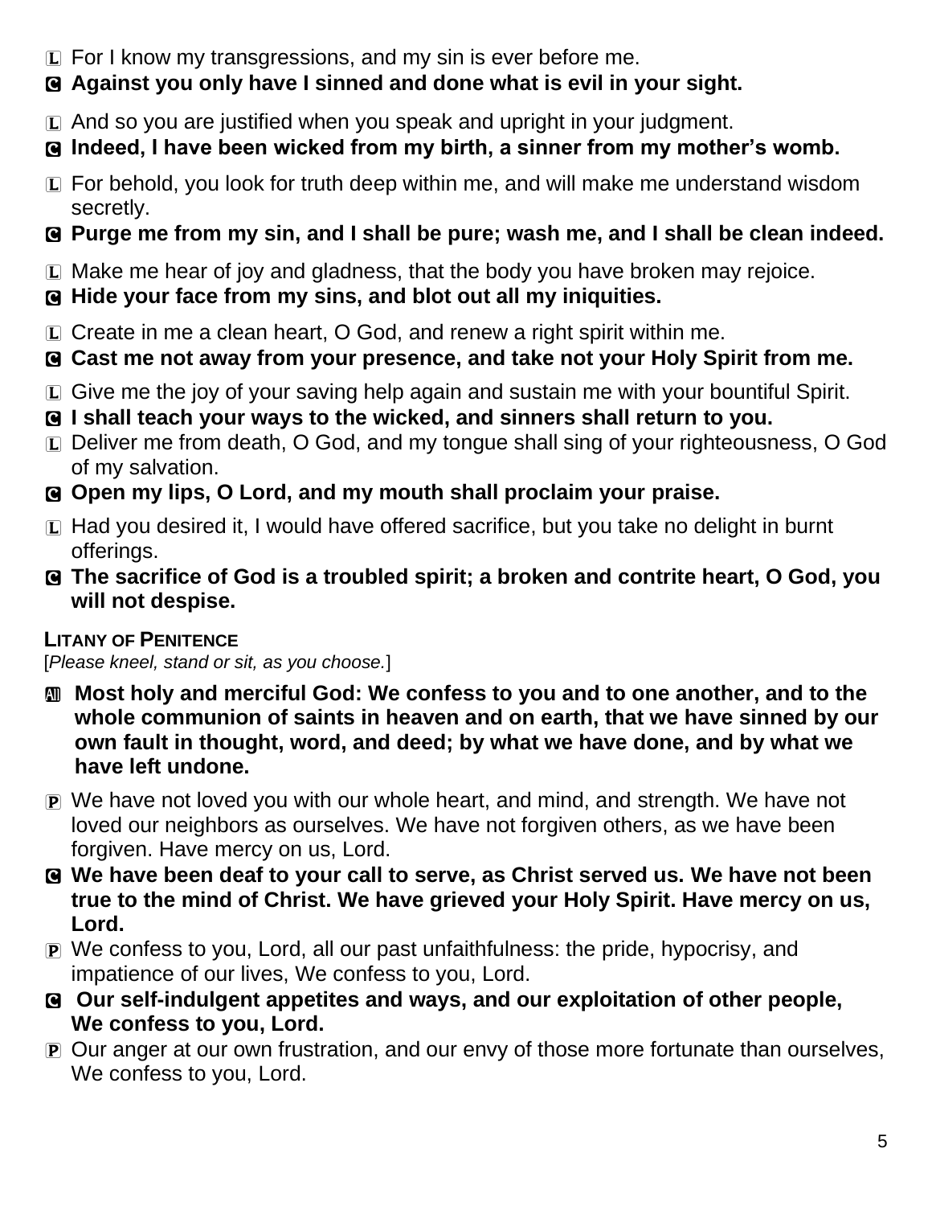L For I know my transgressions, and my sin is ever before me.

**C Against you only have I sinned and done what is evil in your sight.**

L And so you are justified when you speak and upright in your judgment.

**C Indeed, I have been wicked from my birth, a sinner from my mother's womb.**

L For behold, you look for truth deep within me, and will make me understand wisdom secretly.

**C Purge me from my sin, and I shall be pure; wash me, and I shall be clean indeed.**

L Make me hear of joy and gladness, that the body you have broken may rejoice.

**C Hide your face from my sins, and blot out all my iniquities.**

L Create in me a clean heart, O God, and renew a right spirit within me.

**C Cast me not away from your presence, and take not your Holy Spirit from me.**

L Give me the joy of your saving help again and sustain me with your bountiful Spirit.

**C I shall teach your ways to the wicked, and sinners shall return to you.**

L Deliver me from death, O God, and my tongue shall sing of your righteousness, O God of my salvation.

**C Open my lips, O Lord, and my mouth shall proclaim your praise.**

L Had you desired it, I would have offered sacrifice, but you take no delight in burnt offerings.

**C The sacrifice of God is a troubled spirit; a broken and contrite heart, O God, you will not despise.**

**LITANY OF PENITENCE**

[*Please kneel, stand or sit, as you choose.*]

**All Most holy and merciful God: We confess to you and to one another, and to the whole communion of saints in heaven and on earth, that we have sinned by our own fault in thought, word, and deed; by what we have done, and by what we have left undone.**

P We have not loved you with our whole heart, and mind, and strength. We have not loved our neighbors as ourselves. We have not forgiven others, as we have been forgiven. Have mercy on us, Lord.

**C We have been deaf to your call to serve, as Christ served us. We have not been true to the mind of Christ. We have grieved your Holy Spirit. Have mercy on us, Lord.**

P We confess to you, Lord, all our past unfaithfulness: the pride, hypocrisy, and impatience of our lives, We confess to you, Lord.

**C Our self-indulgent appetites and ways, and our exploitation of other people, We confess to you, Lord.**

P Our anger at our own frustration, and our envy of those more fortunate than ourselves, We confess to you, Lord.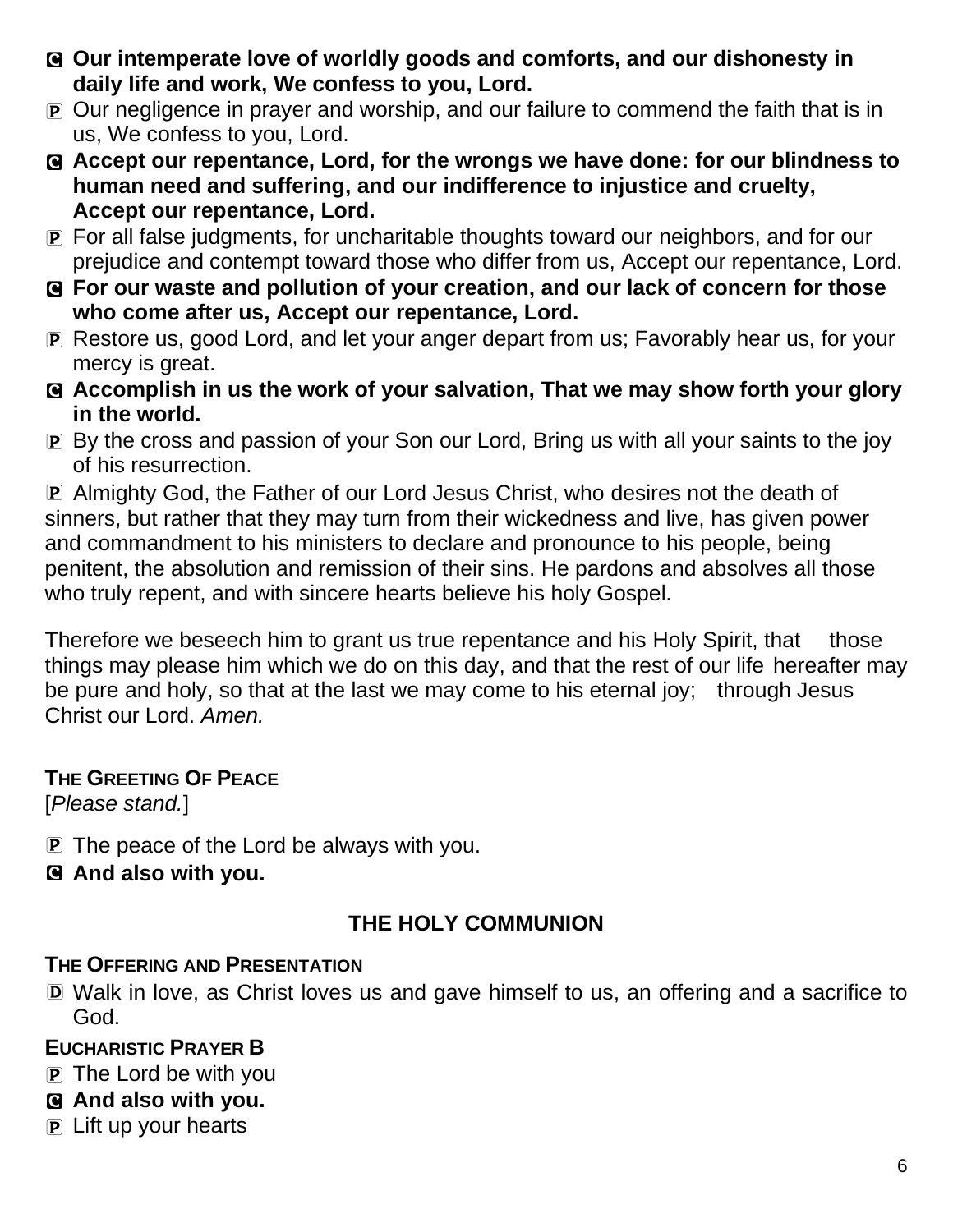C **Our intemperate love of worldly goods and comforts, and our dishonesty in daily life and work, We confess to you, Lord.**

P Our negligence in prayer and worship, and our failure to commend the faith that is in us, We confess to you, Lord.

C **Accept our repentance, Lord, for the wrongs we have done: for our blindness to human need and suffering, and our indifference to injustice and cruelty, Accept our repentance, Lord.**

P For all false judgments, for uncharitable thoughts toward our neighbors, and for our prejudice and contempt toward those who differ from us, Accept our repentance, Lord.

C **For our waste and pollution of your creation, and our lack of concern for those who come after us, Accept our repentance, Lord.**

P Restore us, good Lord, and let your anger depart from us; Favorably hear us, for your mercy is great.

C **Accomplish in us the work of your salvation, That we may show forth your glory in the world.**

P By the cross and passion of your Son our Lord, Bring us with all your saints to the joy of his resurrection.

P Almighty God, the Father of our Lord Jesus Christ, who desires not the death of sinners, but rather that they may turn from their wickedness and live, has given power and commandment to his ministers to declare and pronounce to his people, being penitent, the absolution and remission of their sins. He pardons and absolves all those who truly repent, and with sincere hearts believe his holy Gospel.

Therefore we beseech him to grant us true repentance and his Holy Spirit, that those things may please him which we do on this day, and that the rest of our life hereafter may be pure and holy, so that at the last we may come to his eternal joy; through Jesus Christ our Lord. *Amen.*

**THE GREETING OF PEACE**

[*Please stand.*]

P The peace of the Lord be always with you.

C **And also with you.**

## THE HOLY COMMUNION

**THE OFFERING AND PRESENTATION**

D Walk in love, as Christ loves us and gave himself to us, an offering and a sacrifice to God.

**EUCHARISTIC PRAYER B**

P The Lord be with you

C **And also with you.**

P Lift up your hearts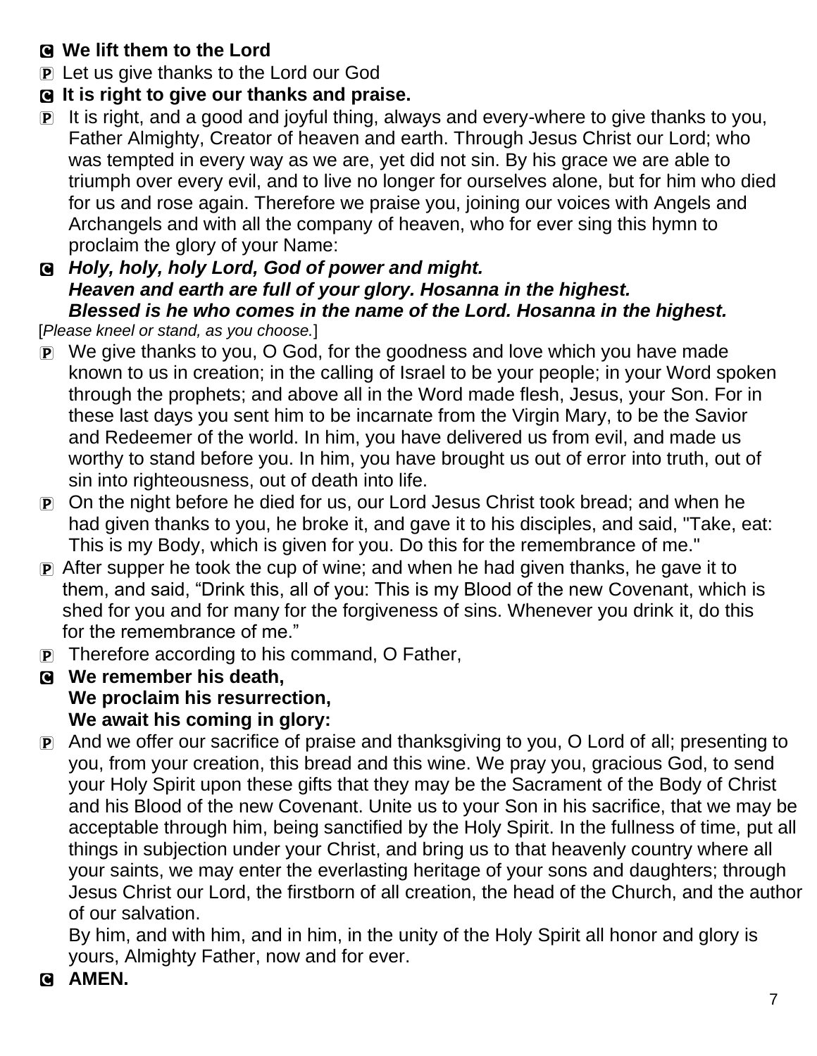**C We lift them to the Lord**

P Let us give thanks to the Lord our God

**C It is right to give our thanks and praise.**

P It is right, and a good and joyful thing, always and every-where to give thanks to you, Father Almighty, Creator of heaven and earth. Through Jesus Christ our Lord; who was tempted in every way as we are, yet did not sin. By his grace we are able to triumph over every evil, and to live no longer for ourselves alone, but for him who died for us and rose again. Therefore we praise you, joining our voices with Angels and Archangels and with all the company of heaven, who for ever sing this hymn to proclaim the glory of your Name:

**C *Holy, holy, holy Lord, God of power and might.***
***Heaven and earth are full of your glory. Hosanna in the highest.***
***Blessed is he who comes in the name of the Lord. Hosanna in the highest.***

[*Please kneel or stand, as you choose.*]

P We give thanks to you, O God, for the goodness and love which you have made known to us in creation; in the calling of Israel to be your people; in your Word spoken through the prophets; and above all in the Word made flesh, Jesus, your Son. For in these last days you sent him to be incarnate from the Virgin Mary, to be the Savior and Redeemer of the world. In him, you have delivered us from evil, and made us worthy to stand before you. In him, you have brought us out of error into truth, out of sin into righteousness, out of death into life.

P On the night before he died for us, our Lord Jesus Christ took bread; and when he had given thanks to you, he broke it, and gave it to his disciples, and said, "Take, eat: This is my Body, which is given for you. Do this for the remembrance of me."

P After supper he took the cup of wine; and when he had given thanks, he gave it to them, and said, "Drink this, all of you: This is my Blood of the new Covenant, which is shed for you and for many for the forgiveness of sins. Whenever you drink it, do this for the remembrance of me."

P Therefore according to his command, O Father,

**C We remember his death,**
**We proclaim his resurrection,**
**We await his coming in glory:**

P And we offer our sacrifice of praise and thanksgiving to you, O Lord of all; presenting to you, from your creation, this bread and this wine. We pray you, gracious God, to send your Holy Spirit upon these gifts that they may be the Sacrament of the Body of Christ and his Blood of the new Covenant. Unite us to your Son in his sacrifice, that we may be acceptable through him, being sanctified by the Holy Spirit. In the fullness of time, put all things in subjection under your Christ, and bring us to that heavenly country where all your saints, we may enter the everlasting heritage of your sons and daughters; through Jesus Christ our Lord, the firstborn of all creation, the head of the Church, and the author of our salvation.

By him, and with him, and in him, in the unity of the Holy Spirit all honor and glory is yours, Almighty Father, now and for ever.

**C AMEN.**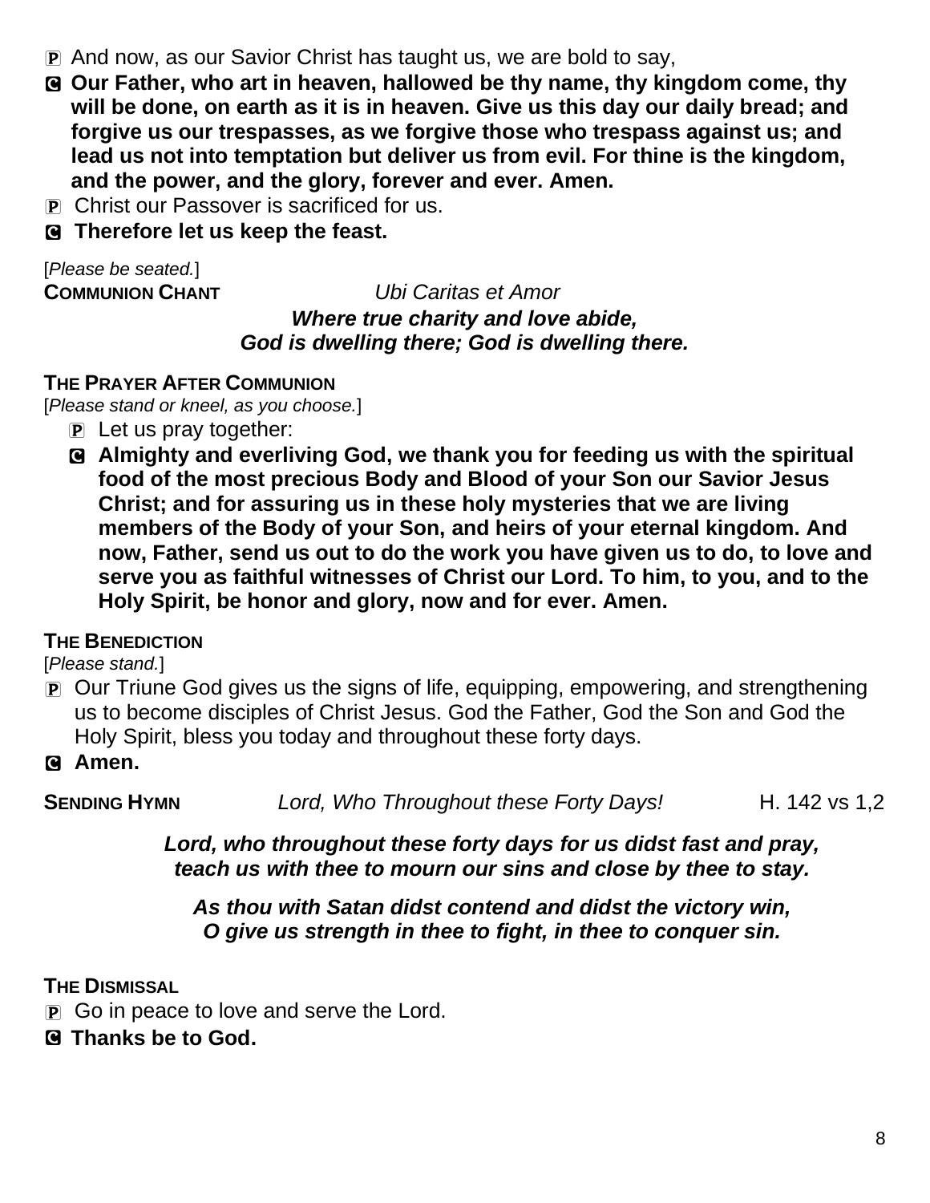Ⓟ And now, as our Savior Christ has taught us, we are bold to say,

Ⓒ **Our Father, who art in heaven, hallowed be thy name, thy kingdom come, thy will be done, on earth as it is in heaven. Give us this day our daily bread; and forgive us our trespasses, as we forgive those who trespass against us; and lead us not into temptation but deliver us from evil. For thine is the kingdom, and the power, and the glory, forever and ever. Amen.**

Ⓟ Christ our Passover is sacrificed for us.

Ⓒ **Therefore let us keep the feast.**

[*Please be seated.*]

**COMMUNION CHANT** *Ubi Caritas et Amor*

***Where true charity and love abide,***
***God is dwelling there; God is dwelling there.***

**THE PRAYER AFTER COMMUNION**

[*Please stand or kneel, as you choose.*]

Ⓟ Let us pray together:

Ⓒ **Almighty and everliving God, we thank you for feeding us with the spiritual food of the most precious Body and Blood of your Son our Savior Jesus Christ; and for assuring us in these holy mysteries that we are living members of the Body of your Son, and heirs of your eternal kingdom. And now, Father, send us out to do the work you have given us to do, to love and serve you as faithful witnesses of Christ our Lord. To him, to you, and to the Holy Spirit, be honor and glory, now and for ever. Amen.**

**THE BENEDICTION**

[*Please stand.*]

Ⓟ Our Triune God gives us the signs of life, equipping, empowering, and strengthening us to become disciples of Christ Jesus. God the Father, God the Son and God the Holy Spirit, bless you today and throughout these forty days.

Ⓒ **Amen.**

**SENDING HYMN** *Lord, Who Throughout these Forty Days!* H. 142 vs 1,2

***Lord, who throughout these forty days for us didst fast and pray,***
***teach us with thee to mourn our sins and close by thee to stay.***

***As thou with Satan didst contend and didst the victory win,***
***O give us strength in thee to fight, in thee to conquer sin.***

**THE DISMISSAL**

Ⓟ Go in peace to love and serve the Lord.

Ⓒ **Thanks be to God.**